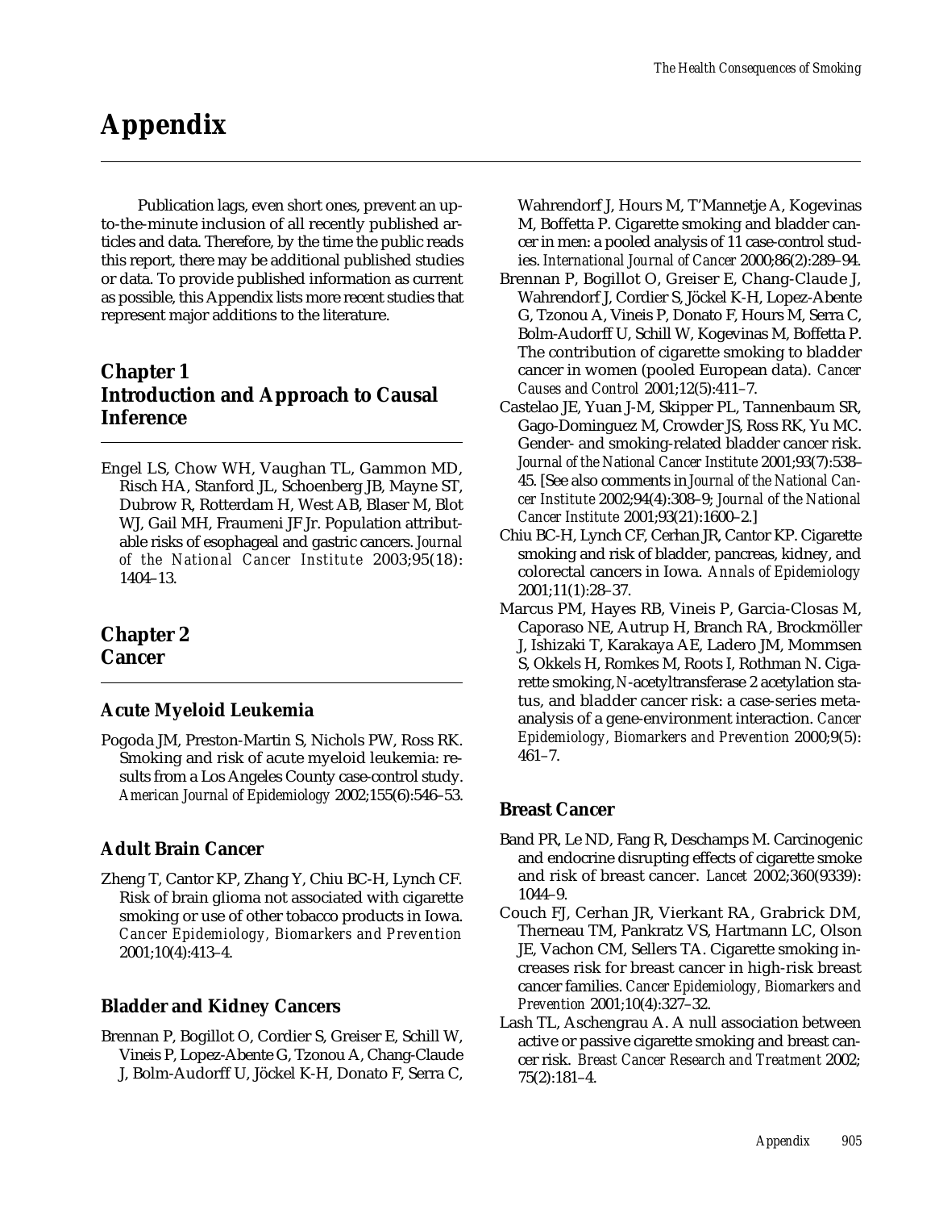# Appendix

Publication lags, even short ones, prevent an up-to-the-minute inclusion of all recently published articles and data. Therefore, by the time the public reads this report, there may be additional published studies or data. To provide published information as current as possible, this Appendix lists more recent studies that represent major additions to the literature.

## Chapter 1
## Introduction and Approach to Causal Inference

Engel LS, Chow WH, Vaughan TL, Gammon MD, Risch HA, Stanford JL, Schoenberg JB, Mayne ST, Dubrow R, Rotterdam H, West AB, Blaser M, Blot WJ, Gail MH, Fraumeni JF Jr. Population attributable risks of esophageal and gastric cancers. *Journal of the National Cancer Institute* 2003;95(18): 1404–13.

## Chapter 2
## Cancer

### Acute Myeloid Leukemia

Pogoda JM, Preston-Martin S, Nichols PW, Ross RK. Smoking and risk of acute myeloid leukemia: results from a Los Angeles County case-control study. *American Journal of Epidemiology* 2002;155(6):546–53.

### Adult Brain Cancer

Zheng T, Cantor KP, Zhang Y, Chiu BC-H, Lynch CF. Risk of brain glioma not associated with cigarette smoking or use of other tobacco products in Iowa. *Cancer Epidemiology, Biomarkers and Prevention* 2001;10(4):413–4.

### Bladder and Kidney Cancers

Brennan P, Bogillot O, Cordier S, Greiser E, Schill W, Vineis P, Lopez-Abente G, Tzonou A, Chang-Claude J, Bolm-Audorff U, Jöckel K-H, Donato F, Serra C, Wahrendorf J, Hours M, T'Mannetje A, Kogevinas M, Boffetta P. Cigarette smoking and bladder cancer in men: a pooled analysis of 11 case-control studies. *International Journal of Cancer* 2000;86(2):289–94.

Brennan P, Bogillot O, Greiser E, Chang-Claude J, Wahrendorf J, Cordier S, Jöckel K-H, Lopez-Abente G, Tzonou A, Vineis P, Donato F, Hours M, Serra C, Bolm-Audorff U, Schill W, Kogevinas M, Boffetta P. The contribution of cigarette smoking to bladder cancer in women (pooled European data). *Cancer Causes and Control* 2001;12(5):411–7.

Castelao JE, Yuan J-M, Skipper PL, Tannenbaum SR, Gago-Dominguez M, Crowder JS, Ross RK, Yu MC. Gender- and smoking-related bladder cancer risk. *Journal of the National Cancer Institute* 2001;93(7):538–45. [See also comments in *Journal of the National Cancer Institute* 2002;94(4):308–9; *Journal of the National Cancer Institute* 2001;93(21):1600–2.]

Chiu BC-H, Lynch CF, Cerhan JR, Cantor KP. Cigarette smoking and risk of bladder, pancreas, kidney, and colorectal cancers in Iowa. *Annals of Epidemiology* 2001;11(1):28–37.

Marcus PM, Hayes RB, Vineis P, Garcia-Closas M, Caporaso NE, Autrup H, Branch RA, Brockmöller J, Ishizaki T, Karakaya AE, Ladero JM, Mommsen S, Okkels H, Romkes M, Roots I, Rothman N. Cigarette smoking, *N*-acetyltransferase 2 acetylation status, and bladder cancer risk: a case-series meta-analysis of a gene-environment interaction. *Cancer Epidemiology, Biomarkers and Prevention* 2000;9(5): 461–7.

### Breast Cancer

Band PR, Le ND, Fang R, Deschamps M. Carcinogenic and endocrine disrupting effects of cigarette smoke and risk of breast cancer. *Lancet* 2002;360(9339): 1044–9.

Couch FJ, Cerhan JR, Vierkant RA, Grabrick DM, Therneau TM, Pankratz VS, Hartmann LC, Olson JE, Vachon CM, Sellers TA. Cigarette smoking increases risk for breast cancer in high-risk breast cancer families. *Cancer Epidemiology, Biomarkers and Prevention* 2001;10(4):327–32.

Lash TL, Aschengrau A. A null association between active or passive cigarette smoking and breast cancer risk. *Breast Cancer Research and Treatment* 2002; 75(2):181–4.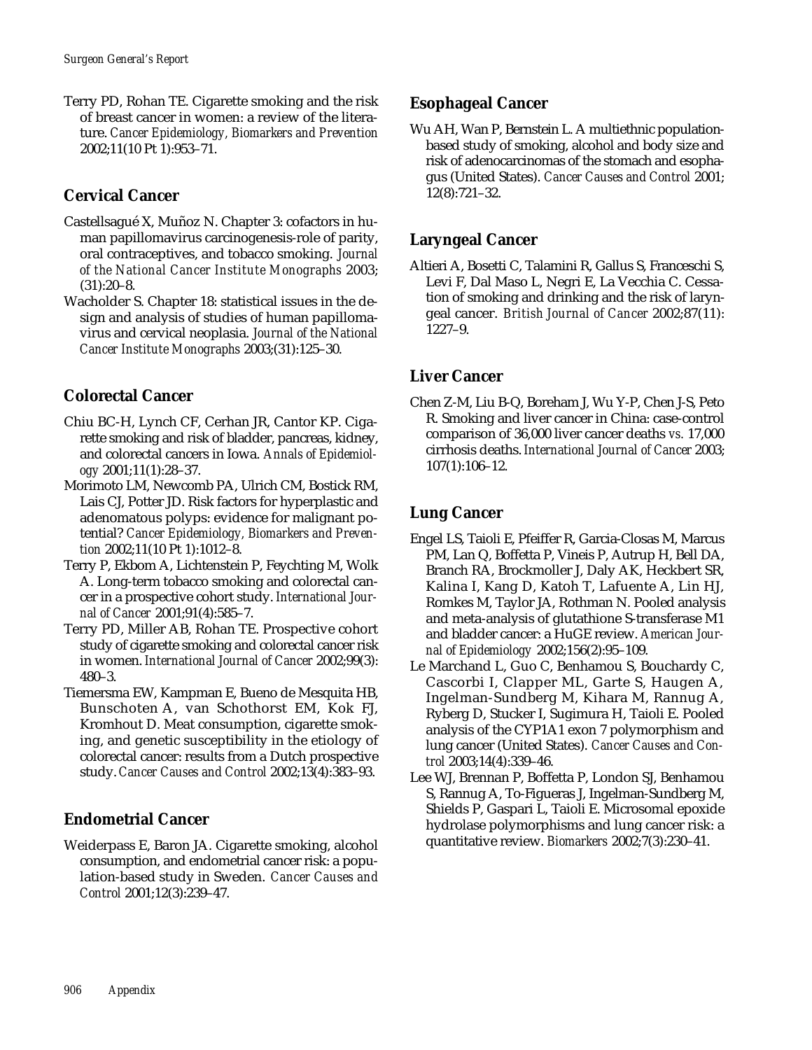Terry PD, Rohan TE. Cigarette smoking and the risk of breast cancer in women: a review of the literature. *Cancer Epidemiology, Biomarkers and Prevention* 2002;11(10 Pt 1):953–71.

## Cervical Cancer

Castellsagué X, Muñoz N. Chapter 3: cofactors in human papillomavirus carcinogenesis-role of parity, oral contraceptives, and tobacco smoking. *Journal of the National Cancer Institute Monographs* 2003;(31):20–8.

Wacholder S. Chapter 18: statistical issues in the design and analysis of studies of human papillomavirus and cervical neoplasia. *Journal of the National Cancer Institute Monographs* 2003;(31):125–30.

## Colorectal Cancer

Chiu BC-H, Lynch CF, Cerhan JR, Cantor KP. Cigarette smoking and risk of bladder, pancreas, kidney, and colorectal cancers in Iowa. *Annals of Epidemiology* 2001;11(1):28–37.

Morimoto LM, Newcomb PA, Ulrich CM, Bostick RM, Lais CJ, Potter JD. Risk factors for hyperplastic and adenomatous polyps: evidence for malignant potential? *Cancer Epidemiology, Biomarkers and Prevention* 2002;11(10 Pt 1):1012–8.

Terry P, Ekbom A, Lichtenstein P, Feychting M, Wolk A. Long-term tobacco smoking and colorectal cancer in a prospective cohort study. *International Journal of Cancer* 2001;91(4):585–7.

Terry PD, Miller AB, Rohan TE. Prospective cohort study of cigarette smoking and colorectal cancer risk in women. *International Journal of Cancer* 2002;99(3):480–3.

Tiemersma EW, Kampman E, Bueno de Mesquita HB, Bunschoten A, van Schothorst EM, Kok FJ, Kromhout D. Meat consumption, cigarette smoking, and genetic susceptibility in the etiology of colorectal cancer: results from a Dutch prospective study. *Cancer Causes and Control* 2002;13(4):383–93.

## Endometrial Cancer

Weiderpass E, Baron JA. Cigarette smoking, alcohol consumption, and endometrial cancer risk: a population-based study in Sweden. *Cancer Causes and Control* 2001;12(3):239–47.

## Esophageal Cancer

Wu AH, Wan P, Bernstein L. A multiethnic population-based study of smoking, alcohol and body size and risk of adenocarcinomas of the stomach and esophagus (United States). *Cancer Causes and Control* 2001;12(8):721–32.

## Laryngeal Cancer

Altieri A, Bosetti C, Talamini R, Gallus S, Franceschi S, Levi F, Dal Maso L, Negri E, La Vecchia C. Cessation of smoking and drinking and the risk of laryngeal cancer. *British Journal of Cancer* 2002;87(11):1227–9.

## Liver Cancer

Chen Z-M, Liu B-Q, Boreham J, Wu Y-P, Chen J-S, Peto R. Smoking and liver cancer in China: case-control comparison of 36,000 liver cancer deaths *vs.* 17,000 cirrhosis deaths. *International Journal of Cancer* 2003;107(1):106–12.

## Lung Cancer

Engel LS, Taioli E, Pfeiffer R, Garcia-Closas M, Marcus PM, Lan Q, Boffetta P, Vineis P, Autrup H, Bell DA, Branch RA, Brockmoller J, Daly AK, Heckbert SR, Kalina I, Kang D, Katoh T, Lafuente A, Lin HJ, Romkes M, Taylor JA, Rothman N. Pooled analysis and meta-analysis of glutathione S-transferase M1 and bladder cancer: a HuGE review. *American Journal of Epidemiology* 2002;156(2):95–109.

Le Marchand L, Guo C, Benhamou S, Bouchardy C, Cascorbi I, Clapper ML, Garte S, Haugen A, Ingelman-Sundberg M, Kihara M, Rannug A, Ryberg D, Stucker I, Sugimura H, Taioli E. Pooled analysis of the CYP1A1 exon 7 polymorphism and lung cancer (United States). *Cancer Causes and Control* 2003;14(4):339–46.

Lee WJ, Brennan P, Boffetta P, London SJ, Benhamou S, Rannug A, To-Figueras J, Ingelman-Sundberg M, Shields P, Gaspari L, Taioli E. Microsomal epoxide hydrolase polymorphisms and lung cancer risk: a quantitative review. *Biomarkers* 2002;7(3):230–41.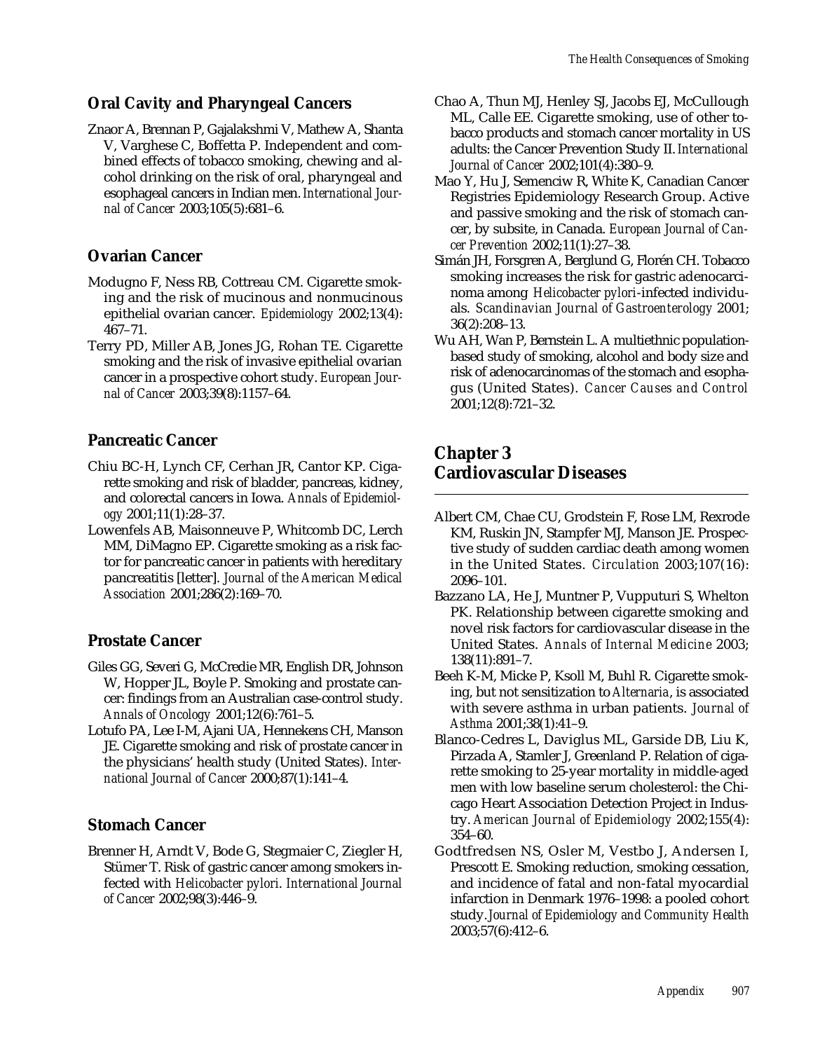## Oral Cavity and Pharyngeal Cancers

Znaor A, Brennan P, Gajalakshmi V, Mathew A, Shanta V, Varghese C, Boffetta P. Independent and combined effects of tobacco smoking, chewing and alcohol drinking on the risk of oral, pharyngeal and esophageal cancers in Indian men. *International Journal of Cancer* 2003;105(5):681–6.

## Ovarian Cancer

Modugno F, Ness RB, Cottreau CM. Cigarette smoking and the risk of mucinous and nonmucinous epithelial ovarian cancer. *Epidemiology* 2002;13(4): 467–71.

Terry PD, Miller AB, Jones JG, Rohan TE. Cigarette smoking and the risk of invasive epithelial ovarian cancer in a prospective cohort study. *European Journal of Cancer* 2003;39(8):1157–64.

## Pancreatic Cancer

Chiu BC-H, Lynch CF, Cerhan JR, Cantor KP. Cigarette smoking and risk of bladder, pancreas, kidney, and colorectal cancers in Iowa. *Annals of Epidemiology* 2001;11(1):28–37.

Lowenfels AB, Maisonneuve P, Whitcomb DC, Lerch MM, DiMagno EP. Cigarette smoking as a risk factor for pancreatic cancer in patients with hereditary pancreatitis [letter]. *Journal of the American Medical Association* 2001;286(2):169–70.

## Prostate Cancer

Giles GG, Severi G, McCredie MR, English DR, Johnson W, Hopper JL, Boyle P. Smoking and prostate cancer: findings from an Australian case-control study. *Annals of Oncology* 2001;12(6):761–5.

Lotufo PA, Lee I-M, Ajani UA, Hennekens CH, Manson JE. Cigarette smoking and risk of prostate cancer in the physicians' health study (United States). *International Journal of Cancer* 2000;87(1):141–4.

## Stomach Cancer

Brenner H, Arndt V, Bode G, Stegmaier C, Ziegler H, Stümer T. Risk of gastric cancer among smokers infected with *Helicobacter pylori*. *International Journal of Cancer* 2002;98(3):446–9.

Chao A, Thun MJ, Henley SJ, Jacobs EJ, McCullough ML, Calle EE. Cigarette smoking, use of other tobacco products and stomach cancer mortality in US adults: the Cancer Prevention Study II. *International Journal of Cancer* 2002;101(4):380–9.

Mao Y, Hu J, Semenciw R, White K, Canadian Cancer Registries Epidemiology Research Group. Active and passive smoking and the risk of stomach cancer, by subsite, in Canada. *European Journal of Cancer Prevention* 2002;11(1):27–38.

Simán JH, Forsgren A, Berglund G, Florén CH. Tobacco smoking increases the risk for gastric adenocarcinoma among *Helicobacter pylori*-infected individuals. *Scandinavian Journal of Gastroenterology* 2001; 36(2):208–13.

Wu AH, Wan P, Bernstein L. A multiethnic population-based study of smoking, alcohol and body size and risk of adenocarcinomas of the stomach and esophagus (United States). *Cancer Causes and Control* 2001;12(8):721–32.

# Chapter 3 Cardiovascular Diseases

Albert CM, Chae CU, Grodstein F, Rose LM, Rexrode KM, Ruskin JN, Stampfer MJ, Manson JE. Prospective study of sudden cardiac death among women in the United States. *Circulation* 2003;107(16): 2096–101.

Bazzano LA, He J, Muntner P, Vupputuri S, Whelton PK. Relationship between cigarette smoking and novel risk factors for cardiovascular disease in the United States. *Annals of Internal Medicine* 2003; 138(11):891–7.

Beeh K-M, Micke P, Ksoll M, Buhl R. Cigarette smoking, but not sensitization to *Alternaria*, is associated with severe asthma in urban patients. *Journal of Asthma* 2001;38(1):41–9.

Blanco-Cedres L, Daviglus ML, Garside DB, Liu K, Pirzada A, Stamler J, Greenland P. Relation of cigarette smoking to 25-year mortality in middle-aged men with low baseline serum cholesterol: the Chicago Heart Association Detection Project in Industry. *American Journal of Epidemiology* 2002;155(4): 354–60.

Godtfredsen NS, Osler M, Vestbo J, Andersen I, Prescott E. Smoking reduction, smoking cessation, and incidence of fatal and non-fatal myocardial infarction in Denmark 1976–1998: a pooled cohort study. *Journal of Epidemiology and Community Health* 2003;57(6):412–6.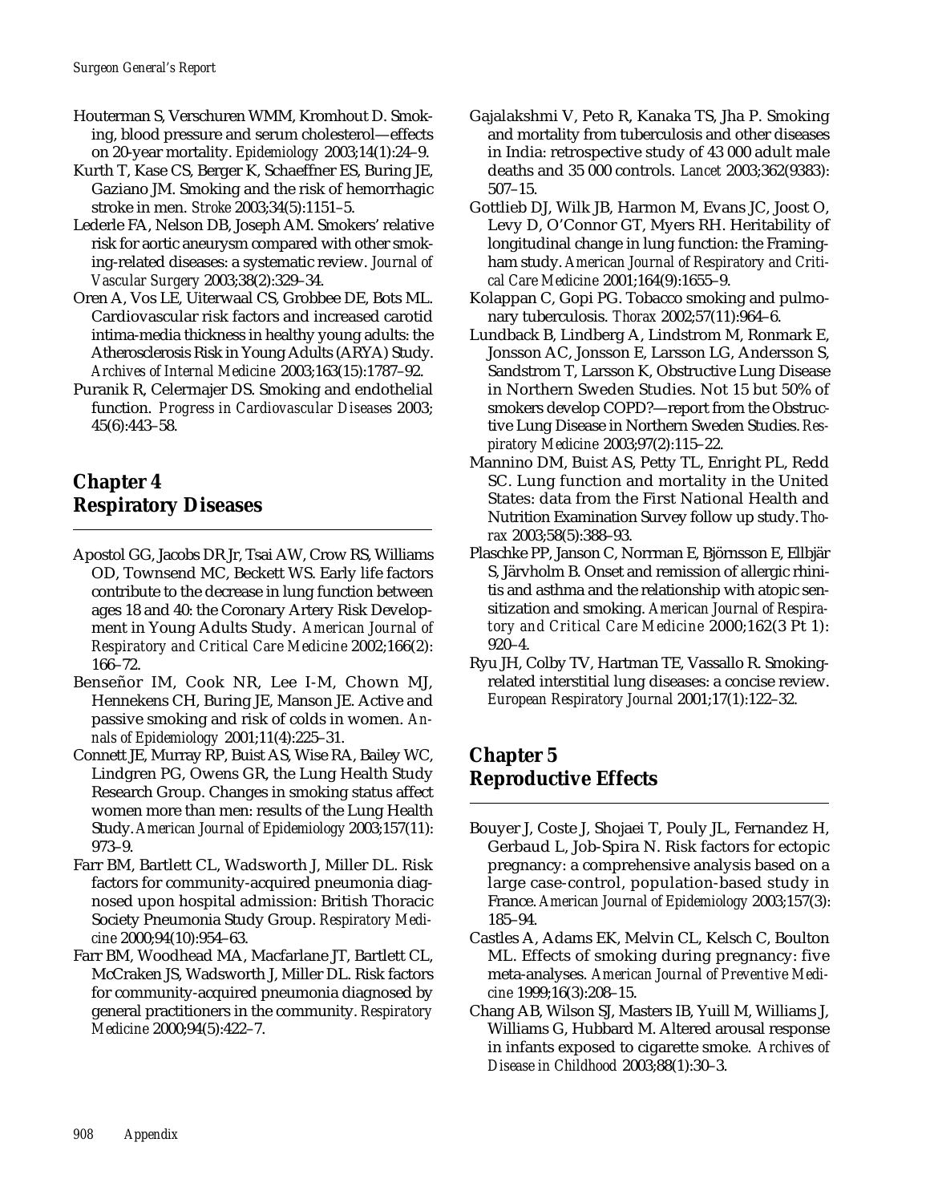Houterman S, Verschuren WMM, Kromhout D. Smoking, blood pressure and serum cholesterol—effects on 20-year mortality. *Epidemiology* 2003;14(1):24–9.

Kurth T, Kase CS, Berger K, Schaeffner ES, Buring JE, Gaziano JM. Smoking and the risk of hemorrhagic stroke in men. *Stroke* 2003;34(5):1151–5.

Lederle FA, Nelson DB, Joseph AM. Smokers' relative risk for aortic aneurysm compared with other smoking-related diseases: a systematic review. *Journal of Vascular Surgery* 2003;38(2):329–34.

Oren A, Vos LE, Uiterwaal CS, Grobbee DE, Bots ML. Cardiovascular risk factors and increased carotid intima-media thickness in healthy young adults: the Atherosclerosis Risk in Young Adults (ARYA) Study. *Archives of Internal Medicine* 2003;163(15):1787–92.

Puranik R, Celermajer DS. Smoking and endothelial function. *Progress in Cardiovascular Diseases* 2003; 45(6):443–58.

## Chapter 4 Respiratory Diseases

Apostol GG, Jacobs DR Jr, Tsai AW, Crow RS, Williams OD, Townsend MC, Beckett WS. Early life factors contribute to the decrease in lung function between ages 18 and 40: the Coronary Artery Risk Development in Young Adults Study. *American Journal of Respiratory and Critical Care Medicine* 2002;166(2): 166–72.

Benseñor IM, Cook NR, Lee I-M, Chown MJ, Hennekens CH, Buring JE, Manson JE. Active and passive smoking and risk of colds in women. *Annals of Epidemiology* 2001;11(4):225–31.

Connett JE, Murray RP, Buist AS, Wise RA, Bailey WC, Lindgren PG, Owens GR, the Lung Health Study Research Group. Changes in smoking status affect women more than men: results of the Lung Health Study. *American Journal of Epidemiology* 2003;157(11): 973–9.

Farr BM, Bartlett CL, Wadsworth J, Miller DL. Risk factors for community-acquired pneumonia diagnosed upon hospital admission: British Thoracic Society Pneumonia Study Group. *Respiratory Medicine* 2000;94(10):954–63.

Farr BM, Woodhead MA, Macfarlane JT, Bartlett CL, McCraken JS, Wadsworth J, Miller DL. Risk factors for community-acquired pneumonia diagnosed by general practitioners in the community. *Respiratory Medicine* 2000;94(5):422–7.

Gajalakshmi V, Peto R, Kanaka TS, Jha P. Smoking and mortality from tuberculosis and other diseases in India: retrospective study of 43 000 adult male deaths and 35 000 controls. *Lancet* 2003;362(9383): 507–15.

Gottlieb DJ, Wilk JB, Harmon M, Evans JC, Joost O, Levy D, O'Connor GT, Myers RH. Heritability of longitudinal change in lung function: the Framingham study. *American Journal of Respiratory and Critical Care Medicine* 2001;164(9):1655–9.

Kolappan C, Gopi PG. Tobacco smoking and pulmonary tuberculosis. *Thorax* 2002;57(11):964–6.

Lundback B, Lindberg A, Lindstrom M, Ronmark E, Jonsson AC, Jonsson E, Larsson LG, Andersson S, Sandstrom T, Larsson K, Obstructive Lung Disease in Northern Sweden Studies. Not 15 but 50% of smokers develop COPD?—report from the Obstructive Lung Disease in Northern Sweden Studies. *Respiratory Medicine* 2003;97(2):115–22.

Mannino DM, Buist AS, Petty TL, Enright PL, Redd SC. Lung function and mortality in the United States: data from the First National Health and Nutrition Examination Survey follow up study. *Thorax* 2003;58(5):388–93.

Plaschke PP, Janson C, Norrman E, Björnsson E, Ellbjär S, Järvholm B. Onset and remission of allergic rhinitis and asthma and the relationship with atopic sensitization and smoking. *American Journal of Respiratory and Critical Care Medicine* 2000;162(3 Pt 1): 920–4.

Ryu JH, Colby TV, Hartman TE, Vassallo R. Smoking-related interstitial lung diseases: a concise review. *European Respiratory Journal* 2001;17(1):122–32.

## Chapter 5 Reproductive Effects

Bouyer J, Coste J, Shojaei T, Pouly JL, Fernandez H, Gerbaud L, Job-Spira N. Risk factors for ectopic pregnancy: a comprehensive analysis based on a large case-control, population-based study in France. *American Journal of Epidemiology* 2003;157(3): 185–94.

Castles A, Adams EK, Melvin CL, Kelsch C, Boulton ML. Effects of smoking during pregnancy: five meta-analyses. *American Journal of Preventive Medicine* 1999;16(3):208–15.

Chang AB, Wilson SJ, Masters IB, Yuill M, Williams J, Williams G, Hubbard M. Altered arousal response in infants exposed to cigarette smoke. *Archives of Disease in Childhood* 2003;88(1):30–3.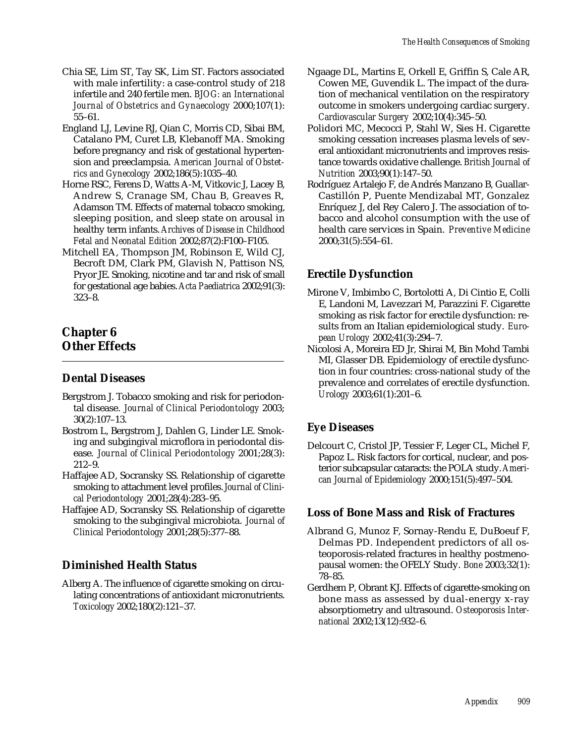Chia SE, Lim ST, Tay SK, Lim ST. Factors associated with male infertility: a case-control study of 218 infertile and 240 fertile men. *BJOG: an International Journal of Obstetrics and Gynaecology* 2000;107(1): 55–61.

England LJ, Levine RJ, Qian C, Morris CD, Sibai BM, Catalano PM, Curet LB, Klebanoff MA. Smoking before pregnancy and risk of gestational hypertension and preeclampsia. *American Journal of Obstetrics and Gynecology* 2002;186(5):1035–40.

Horne RSC, Ferens D, Watts A-M, Vitkovic J, Lacey B, Andrew S, Cranage SM, Chau B, Greaves R, Adamson TM. Effects of maternal tobacco smoking, sleeping position, and sleep state on arousal in healthy term infants. *Archives of Disease in Childhood Fetal and Neonatal Edition* 2002;87(2):F100–F105.

Mitchell EA, Thompson JM, Robinson E, Wild CJ, Becroft DM, Clark PM, Glavish N, Pattison NS, Pryor JE. Smoking, nicotine and tar and risk of small for gestational age babies. *Acta Paediatrica* 2002;91(3): 323–8.

## Chapter 6
## Other Effects

### Dental Diseases

Bergstrom J. Tobacco smoking and risk for periodontal disease. *Journal of Clinical Periodontology* 2003; 30(2):107–13.

Bostrom L, Bergstrom J, Dahlen G, Linder LE. Smoking and subgingival microflora in periodontal disease. *Journal of Clinical Periodontology* 2001;28(3): 212–9.

Haffajee AD, Socransky SS. Relationship of cigarette smoking to attachment level profiles. *Journal of Clinical Periodontology* 2001;28(4):283–95.

Haffajee AD, Socransky SS. Relationship of cigarette smoking to the subgingival microbiota. *Journal of Clinical Periodontology* 2001;28(5):377–88.

### Diminished Health Status

Alberg A. The influence of cigarette smoking on circulating concentrations of antioxidant micronutrients. *Toxicology* 2002;180(2):121–37.

Ngaage DL, Martins E, Orkell E, Griffin S, Cale AR, Cowen ME, Guvendik L. The impact of the duration of mechanical ventilation on the respiratory outcome in smokers undergoing cardiac surgery. *Cardiovascular Surgery* 2002;10(4):345–50.

Polidori MC, Mecocci P, Stahl W, Sies H. Cigarette smoking cessation increases plasma levels of several antioxidant micronutrients and improves resistance towards oxidative challenge. *British Journal of Nutrition* 2003;90(1):147–50.

Rodríguez Artalejo F, de Andrés Manzano B, Guallar-Castillón P, Puente Mendizabal MT, Gonzalez Enríquez J, del Rey Calero J. The association of tobacco and alcohol consumption with the use of health care services in Spain. *Preventive Medicine* 2000;31(5):554–61.

### Erectile Dysfunction

Mirone V, Imbimbo C, Bortolotti A, Di Cintio E, Colli E, Landoni M, Lavezzari M, Parazzini F. Cigarette smoking as risk factor for erectile dysfunction: results from an Italian epidemiological study. *European Urology* 2002;41(3):294–7.

Nicolosi A, Moreira ED Jr, Shirai M, Bin Mohd Tambi MI, Glasser DB. Epidemiology of erectile dysfunction in four countries: cross-national study of the prevalence and correlates of erectile dysfunction. *Urology* 2003;61(1):201–6.

### Eye Diseases

Delcourt C, Cristol JP, Tessier F, Leger CL, Michel F, Papoz L. Risk factors for cortical, nuclear, and posterior subcapsular cataracts: the POLA study. *American Journal of Epidemiology* 2000;151(5):497–504.

### Loss of Bone Mass and Risk of Fractures

Albrand G, Munoz F, Sornay-Rendu E, DuBoeuf F, Delmas PD. Independent predictors of all osteoporosis-related fractures in healthy postmenopausal women: the OFELY Study. *Bone* 2003;32(1): 78–85.

Gerdhem P, Obrant KJ. Effects of cigarette-smoking on bone mass as assessed by dual-energy x-ray absorptiometry and ultrasound. *Osteoporosis International* 2002;13(12):932–6.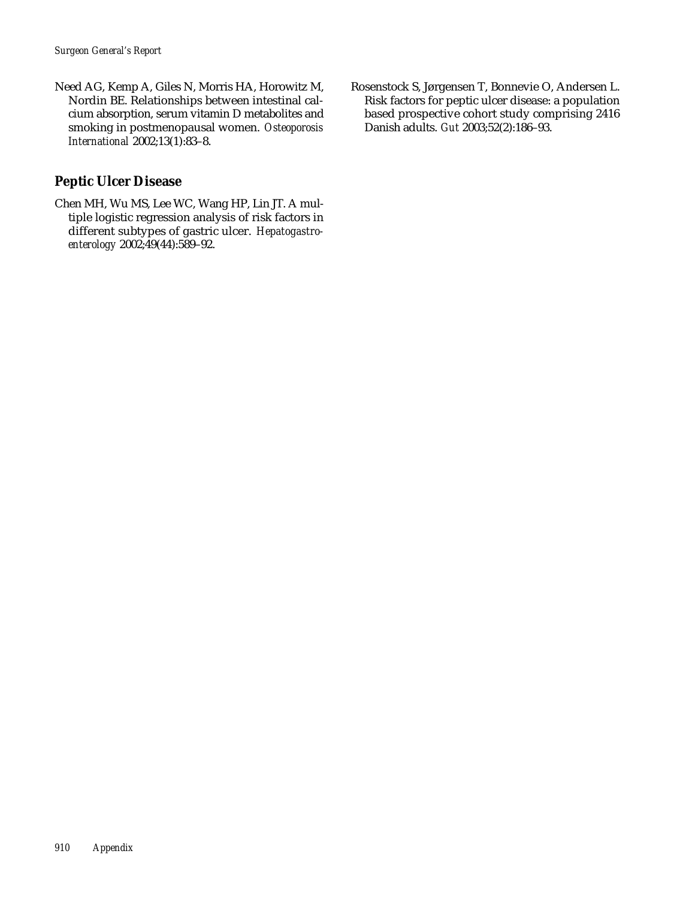Need AG, Kemp A, Giles N, Morris HA, Horowitz M, Nordin BE. Relationships between intestinal calcium absorption, serum vitamin D metabolites and smoking in postmenopausal women. *Osteoporosis International* 2002;13(1):83–8.

## Peptic Ulcer Disease

Chen MH, Wu MS, Lee WC, Wang HP, Lin JT. A multiple logistic regression analysis of risk factors in different subtypes of gastric ulcer. *Hepatogastroenterology* 2002;49(44):589–92.

Rosenstock S, Jørgensen T, Bonnevie O, Andersen L. Risk factors for peptic ulcer disease: a population based prospective cohort study comprising 2416 Danish adults. *Gut* 2003;52(2):186–93.